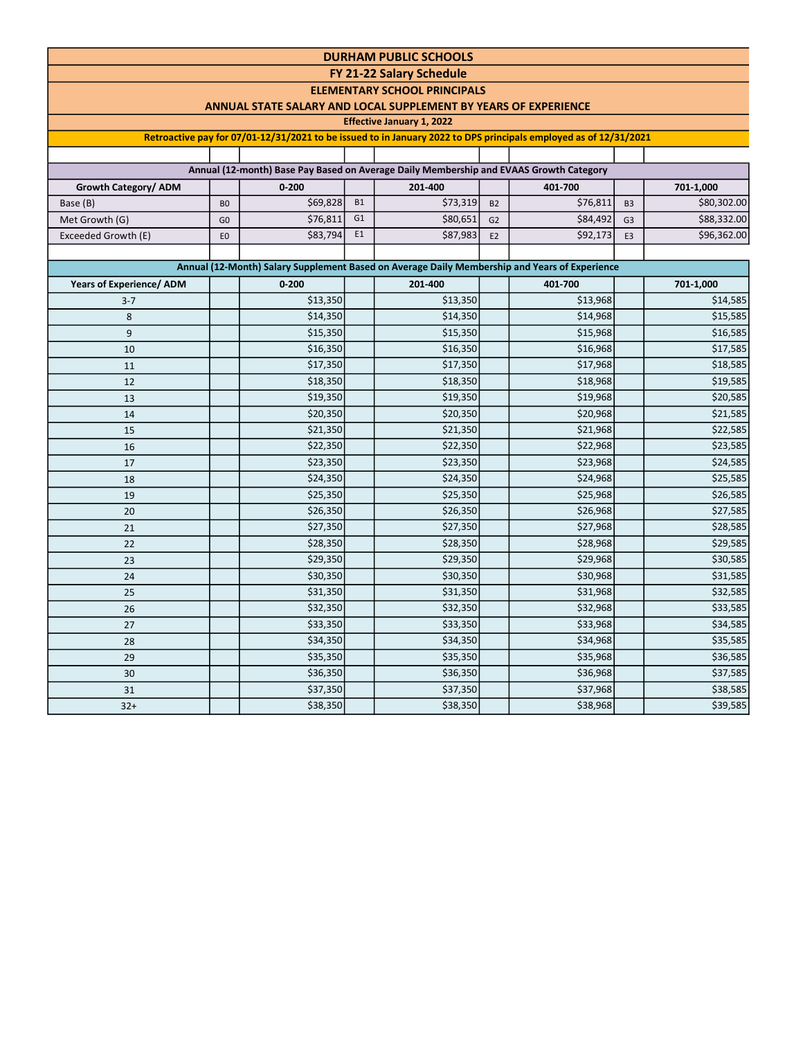# DURHAM PUBLIC SCHOOLS

## FY 21-22 Salary Schedule

### ELEMENTARY SCHOOL PRINCIPALS

### ANNUAL STATE SALARY AND LOCAL SUPPLEMENT BY YEARS OF EXPERIENCE

**Effective January 1, 2022**

**Retroactive pay for 07/01-12/31/2021 to be issued to in January 2022 to DPS principals employed as of 12/31/2021**

**Annual (12-month) Base Pay Based on Average Daily Membership and EVAAS Growth Category**

| Growth Category/ ADM | | 0-200 | | 201-400 | | 401-700 | | 701-1,000 |
|---|---|---|---|---|---|---|---|---|
| Base (B) | B0 | $69,828 | B1 | $73,319 | B2 | $76,811 | B3 | $80,302.00 |
| Met Growth (G) | G0 | $76,811 | G1 | $80,651 | G2 | $84,492 | G3 | $88,332.00 |
| Exceeded Growth (E) | E0 | $83,794 | E1 | $87,983 | E2 | $92,173 | E3 | $96,362.00 |

**Annual (12-Month) Salary Supplement Based on Average Daily Membership and Years of Experience**

| Years of Experience/ ADM | | 0-200 | | 201-400 | | 401-700 | | 701-1,000 |
|---|---|---|---|---|---|---|---|---|
| 3-7 | | $13,350 | | $13,350 | | $13,968 | | $14,585 |
| 8 | | $14,350 | | $14,350 | | $14,968 | | $15,585 |
| 9 | | $15,350 | | $15,350 | | $15,968 | | $16,585 |
| 10 | | $16,350 | | $16,350 | | $16,968 | | $17,585 |
| 11 | | $17,350 | | $17,350 | | $17,968 | | $18,585 |
| 12 | | $18,350 | | $18,350 | | $18,968 | | $19,585 |
| 13 | | $19,350 | | $19,350 | | $19,968 | | $20,585 |
| 14 | | $20,350 | | $20,350 | | $20,968 | | $21,585 |
| 15 | | $21,350 | | $21,350 | | $21,968 | | $22,585 |
| 16 | | $22,350 | | $22,350 | | $22,968 | | $23,585 |
| 17 | | $23,350 | | $23,350 | | $23,968 | | $24,585 |
| 18 | | $24,350 | | $24,350 | | $24,968 | | $25,585 |
| 19 | | $25,350 | | $25,350 | | $25,968 | | $26,585 |
| 20 | | $26,350 | | $26,350 | | $26,968 | | $27,585 |
| 21 | | $27,350 | | $27,350 | | $27,968 | | $28,585 |
| 22 | | $28,350 | | $28,350 | | $28,968 | | $29,585 |
| 23 | | $29,350 | | $29,350 | | $29,968 | | $30,585 |
| 24 | | $30,350 | | $30,350 | | $30,968 | | $31,585 |
| 25 | | $31,350 | | $31,350 | | $31,968 | | $32,585 |
| 26 | | $32,350 | | $32,350 | | $32,968 | | $33,585 |
| 27 | | $33,350 | | $33,350 | | $33,968 | | $34,585 |
| 28 | | $34,350 | | $34,350 | | $34,968 | | $35,585 |
| 29 | | $35,350 | | $35,350 | | $35,968 | | $36,585 |
| 30 | | $36,350 | | $36,350 | | $36,968 | | $37,585 |
| 31 | | $37,350 | | $37,350 | | $37,968 | | $38,585 |
| 32+ | | $38,350 | | $38,350 | | $38,968 | | $39,585 |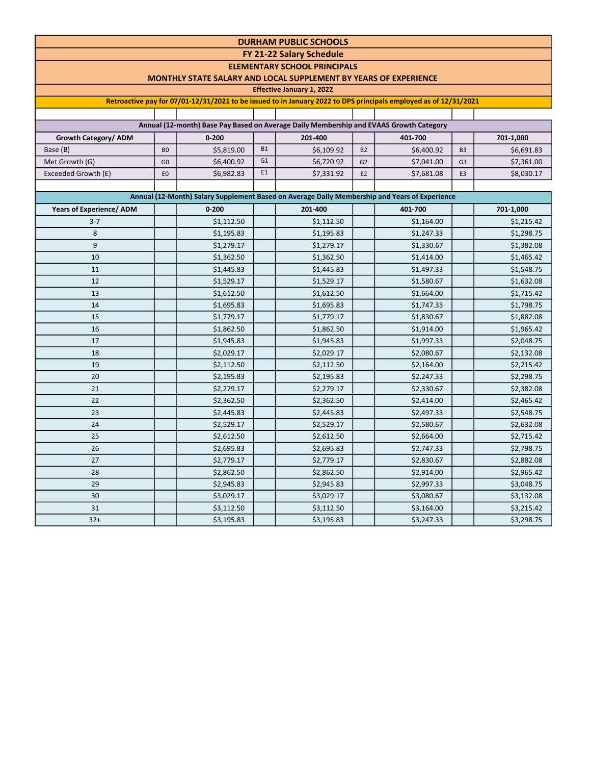# DURHAM PUBLIC SCHOOLS

## FY 21-22 Salary Schedule

### ELEMENTARY SCHOOL PRINCIPALS

### MONTHLY STATE SALARY AND LOCAL SUPPLEMENT BY YEARS OF EXPERIENCE

**Effective January 1, 2022**

**Retroactive pay for 07/01-12/31/2021 to be issued to in January 2022 to DPS principals employed as of 12/31/2021**

**Annual (12-month) Base Pay Based on Average Daily Membership and EVAAS Growth Category**

| Growth Category/ ADM | | 0-200 | | 201-400 | | 401-700 | | 701-1,000 |
|---|---|---|---|---|---|---|---|---|
| Base (B) | B0 | $5,819.00 | B1 | $6,109.92 | B2 | $6,400.92 | B3 | $6,691.83 |
| Met Growth (G) | G0 | $6,400.92 | G1 | $6,720.92 | G2 | $7,041.00 | G3 | $7,361.00 |
| Exceeded Growth (E) | E0 | $6,982.83 | E1 | $7,331.92 | E2 | $7,681.08 | E3 | $8,030.17 |

**Annual (12-Month) Salary Supplement Based on Average Daily Membership and Years of Experience**

| Years of Experience/ ADM | 0-200 | 201-400 | 401-700 | 701-1,000 |
|---|---|---|---|---|
| 3-7 | $1,112.50 | $1,112.50 | $1,164.00 | $1,215.42 |
| 8 | $1,195.83 | $1,195.83 | $1,247.33 | $1,298.75 |
| 9 | $1,279.17 | $1,279.17 | $1,330.67 | $1,382.08 |
| 10 | $1,362.50 | $1,362.50 | $1,414.00 | $1,465.42 |
| 11 | $1,445.83 | $1,445.83 | $1,497.33 | $1,548.75 |
| 12 | $1,529.17 | $1,529.17 | $1,580.67 | $1,632.08 |
| 13 | $1,612.50 | $1,612.50 | $1,664.00 | $1,715.42 |
| 14 | $1,695.83 | $1,695.83 | $1,747.33 | $1,798.75 |
| 15 | $1,779.17 | $1,779.17 | $1,830.67 | $1,882.08 |
| 16 | $1,862.50 | $1,862.50 | $1,914.00 | $1,965.42 |
| 17 | $1,945.83 | $1,945.83 | $1,997.33 | $2,048.75 |
| 18 | $2,029.17 | $2,029.17 | $2,080.67 | $2,132.08 |
| 19 | $2,112.50 | $2,112.50 | $2,164.00 | $2,215.42 |
| 20 | $2,195.83 | $2,195.83 | $2,247.33 | $2,298.75 |
| 21 | $2,279.17 | $2,279.17 | $2,330.67 | $2,382.08 |
| 22 | $2,362.50 | $2,362.50 | $2,414.00 | $2,465.42 |
| 23 | $2,445.83 | $2,445.83 | $2,497.33 | $2,548.75 |
| 24 | $2,529.17 | $2,529.17 | $2,580.67 | $2,632.08 |
| 25 | $2,612.50 | $2,612.50 | $2,664.00 | $2,715.42 |
| 26 | $2,695.83 | $2,695.83 | $2,747.33 | $2,798.75 |
| 27 | $2,779.17 | $2,779.17 | $2,830.67 | $2,882.08 |
| 28 | $2,862.50 | $2,862.50 | $2,914.00 | $2,965.42 |
| 29 | $2,945.83 | $2,945.83 | $2,997.33 | $3,048.75 |
| 30 | $3,029.17 | $3,029.17 | $3,080.67 | $3,132.08 |
| 31 | $3,112.50 | $3,112.50 | $3,164.00 | $3,215.42 |
| 32+ | $3,195.83 | $3,195.83 | $3,247.33 | $3,298.75 |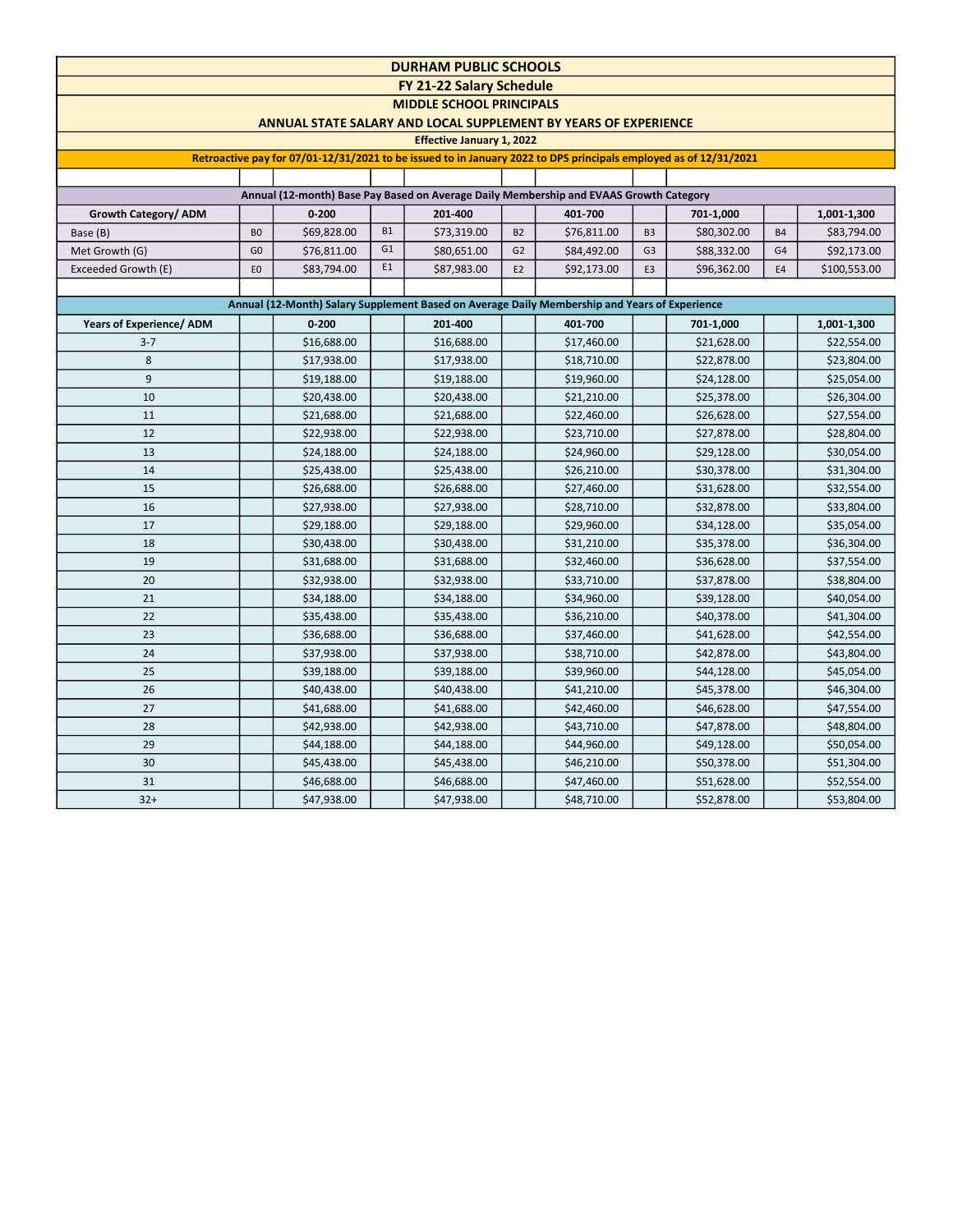# DURHAM PUBLIC SCHOOLS

## FY 21-22 Salary Schedule

### MIDDLE SCHOOL PRINCIPALS

### ANNUAL STATE SALARY AND LOCAL SUPPLEMENT BY YEARS OF EXPERIENCE

**Effective January 1, 2022**

**Retroactive pay for 07/01-12/31/2021 to be issued to in January 2022 to DPS principals employed as of 12/31/2021**

**Annual (12-month) Base Pay Based on Average Daily Membership and EVAAS Growth Category**

| Growth Category/ ADM | | 0-200 | | 201-400 | | 401-700 | | 701-1,000 | | 1,001-1,300 |
|---|---|---|---|---|---|---|---|---|---|---|
| Base (B) | B0 | $69,828.00 | B1 | $73,319.00 | B2 | $76,811.00 | B3 | $80,302.00 | B4 | $83,794.00 |
| Met Growth (G) | G0 | $76,811.00 | G1 | $80,651.00 | G2 | $84,492.00 | G3 | $88,332.00 | G4 | $92,173.00 |
| Exceeded Growth (E) | E0 | $83,794.00 | E1 | $87,983.00 | E2 | $92,173.00 | E3 | $96,362.00 | E4 | $100,553.00 |

**Annual (12-Month) Salary Supplement Based on Average Daily Membership and Years of Experience**

| Years of Experience/ ADM | 0-200 | 201-400 | 401-700 | 701-1,000 | 1,001-1,300 |
|---|---|---|---|---|---|
| 3-7 | $16,688.00 | $16,688.00 | $17,460.00 | $21,628.00 | $22,554.00 |
| 8 | $17,938.00 | $17,938.00 | $18,710.00 | $22,878.00 | $23,804.00 |
| 9 | $19,188.00 | $19,188.00 | $19,960.00 | $24,128.00 | $25,054.00 |
| 10 | $20,438.00 | $20,438.00 | $21,210.00 | $25,378.00 | $26,304.00 |
| 11 | $21,688.00 | $21,688.00 | $22,460.00 | $26,628.00 | $27,554.00 |
| 12 | $22,938.00 | $22,938.00 | $23,710.00 | $27,878.00 | $28,804.00 |
| 13 | $24,188.00 | $24,188.00 | $24,960.00 | $29,128.00 | $30,054.00 |
| 14 | $25,438.00 | $25,438.00 | $26,210.00 | $30,378.00 | $31,304.00 |
| 15 | $26,688.00 | $26,688.00 | $27,460.00 | $31,628.00 | $32,554.00 |
| 16 | $27,938.00 | $27,938.00 | $28,710.00 | $32,878.00 | $33,804.00 |
| 17 | $29,188.00 | $29,188.00 | $29,960.00 | $34,128.00 | $35,054.00 |
| 18 | $30,438.00 | $30,438.00 | $31,210.00 | $35,378.00 | $36,304.00 |
| 19 | $31,688.00 | $31,688.00 | $32,460.00 | $36,628.00 | $37,554.00 |
| 20 | $32,938.00 | $32,938.00 | $33,710.00 | $37,878.00 | $38,804.00 |
| 21 | $34,188.00 | $34,188.00 | $34,960.00 | $39,128.00 | $40,054.00 |
| 22 | $35,438.00 | $35,438.00 | $36,210.00 | $40,378.00 | $41,304.00 |
| 23 | $36,688.00 | $36,688.00 | $37,460.00 | $41,628.00 | $42,554.00 |
| 24 | $37,938.00 | $37,938.00 | $38,710.00 | $42,878.00 | $43,804.00 |
| 25 | $39,188.00 | $39,188.00 | $39,960.00 | $44,128.00 | $45,054.00 |
| 26 | $40,438.00 | $40,438.00 | $41,210.00 | $45,378.00 | $46,304.00 |
| 27 | $41,688.00 | $41,688.00 | $42,460.00 | $46,628.00 | $47,554.00 |
| 28 | $42,938.00 | $42,938.00 | $43,710.00 | $47,878.00 | $48,804.00 |
| 29 | $44,188.00 | $44,188.00 | $44,960.00 | $49,128.00 | $50,054.00 |
| 30 | $45,438.00 | $45,438.00 | $46,210.00 | $50,378.00 | $51,304.00 |
| 31 | $46,688.00 | $46,688.00 | $47,460.00 | $51,628.00 | $52,554.00 |
| 32+ | $47,938.00 | $47,938.00 | $48,710.00 | $52,878.00 | $53,804.00 |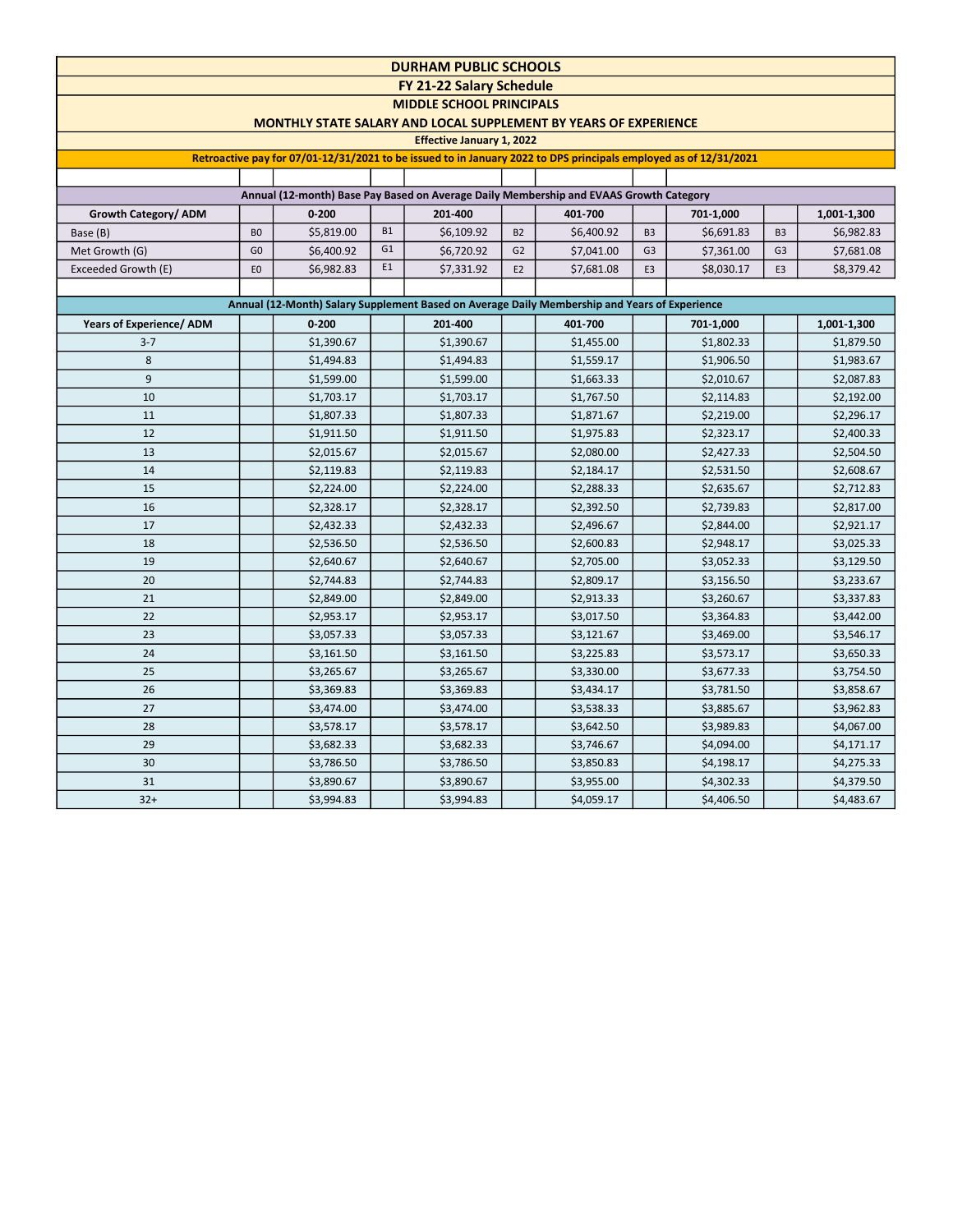# DURHAM PUBLIC SCHOOLS

## FY 21-22 Salary Schedule

### MIDDLE SCHOOL PRINCIPALS

### MONTHLY STATE SALARY AND LOCAL SUPPLEMENT BY YEARS OF EXPERIENCE

**Effective January 1, 2022**

**Retroactive pay for 07/01-12/31/2021 to be issued to in January 2022 to DPS principals employed as of 12/31/2021**

**Annual (12-month) Base Pay Based on Average Daily Membership and EVAAS Growth Category**

| Growth Category/ ADM | | 0-200 | | 201-400 | | 401-700 | | 701-1,000 | | 1,001-1,300 |
|---|---|---|---|---|---|---|---|---|---|---|
| Base (B) | B0 | $5,819.00 | B1 | $6,109.92 | B2 | $6,400.92 | B3 | $6,691.83 | B3 | $6,982.83 |
| Met Growth (G) | G0 | $6,400.92 | G1 | $6,720.92 | G2 | $7,041.00 | G3 | $7,361.00 | G3 | $7,681.08 |
| Exceeded Growth (E) | E0 | $6,982.83 | E1 | $7,331.92 | E2 | $7,681.08 | E3 | $8,030.17 | E3 | $8,379.42 |

**Annual (12-Month) Salary Supplement Based on Average Daily Membership and Years of Experience**

| Years of Experience/ ADM | 0-200 | 201-400 | 401-700 | 701-1,000 | 1,001-1,300 |
|---|---|---|---|---|---|
| 3-7 | $1,390.67 | $1,390.67 | $1,455.00 | $1,802.33 | $1,879.50 |
| 8 | $1,494.83 | $1,494.83 | $1,559.17 | $1,906.50 | $1,983.67 |
| 9 | $1,599.00 | $1,599.00 | $1,663.33 | $2,010.67 | $2,087.83 |
| 10 | $1,703.17 | $1,703.17 | $1,767.50 | $2,114.83 | $2,192.00 |
| 11 | $1,807.33 | $1,807.33 | $1,871.67 | $2,219.00 | $2,296.17 |
| 12 | $1,911.50 | $1,911.50 | $1,975.83 | $2,323.17 | $2,400.33 |
| 13 | $2,015.67 | $2,015.67 | $2,080.00 | $2,427.33 | $2,504.50 |
| 14 | $2,119.83 | $2,119.83 | $2,184.17 | $2,531.50 | $2,608.67 |
| 15 | $2,224.00 | $2,224.00 | $2,288.33 | $2,635.67 | $2,712.83 |
| 16 | $2,328.17 | $2,328.17 | $2,392.50 | $2,739.83 | $2,817.00 |
| 17 | $2,432.33 | $2,432.33 | $2,496.67 | $2,844.00 | $2,921.17 |
| 18 | $2,536.50 | $2,536.50 | $2,600.83 | $2,948.17 | $3,025.33 |
| 19 | $2,640.67 | $2,640.67 | $2,705.00 | $3,052.33 | $3,129.50 |
| 20 | $2,744.83 | $2,744.83 | $2,809.17 | $3,156.50 | $3,233.67 |
| 21 | $2,849.00 | $2,849.00 | $2,913.33 | $3,260.67 | $3,337.83 |
| 22 | $2,953.17 | $2,953.17 | $3,017.50 | $3,364.83 | $3,442.00 |
| 23 | $3,057.33 | $3,057.33 | $3,121.67 | $3,469.00 | $3,546.17 |
| 24 | $3,161.50 | $3,161.50 | $3,225.83 | $3,573.17 | $3,650.33 |
| 25 | $3,265.67 | $3,265.67 | $3,330.00 | $3,677.33 | $3,754.50 |
| 26 | $3,369.83 | $3,369.83 | $3,434.17 | $3,781.50 | $3,858.67 |
| 27 | $3,474.00 | $3,474.00 | $3,538.33 | $3,885.67 | $3,962.83 |
| 28 | $3,578.17 | $3,578.17 | $3,642.50 | $3,989.83 | $4,067.00 |
| 29 | $3,682.33 | $3,682.33 | $3,746.67 | $4,094.00 | $4,171.17 |
| 30 | $3,786.50 | $3,786.50 | $3,850.83 | $4,198.17 | $4,275.33 |
| 31 | $3,890.67 | $3,890.67 | $3,955.00 | $4,302.33 | $4,379.50 |
| 32+ | $3,994.83 | $3,994.83 | $4,059.17 | $4,406.50 | $4,483.67 |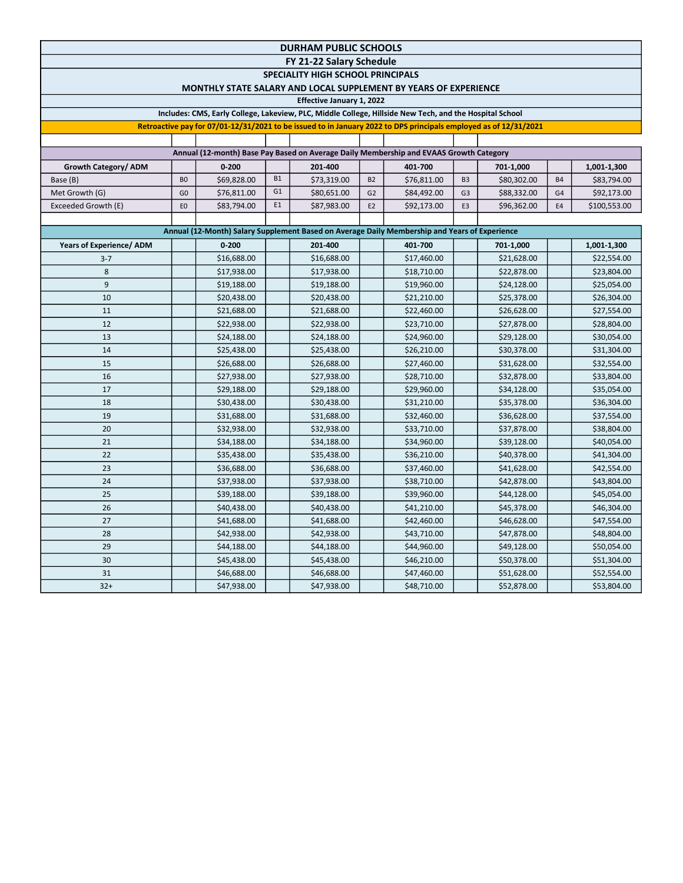# DURHAM PUBLIC SCHOOLS

## FY 21-22 Salary Schedule

### SPECIALITY HIGH SCHOOL PRINCIPALS

### MONTHLY STATE SALARY AND LOCAL SUPPLEMENT BY YEARS OF EXPERIENCE

**Effective January 1, 2022**

**Includes: CMS, Early College, Lakeview, PLC, Middle College, Hillside New Tech, and the Hospital School**

**Retroactive pay for 07/01-12/31/2021 to be issued to in January 2022 to DPS principals employed as of 12/31/2021**

**Annual (12-month) Base Pay Based on Average Daily Membership and EVAAS Growth Category**

| Growth Category/ ADM | | 0-200 | | 201-400 | | 401-700 | | 701-1,000 | | 1,001-1,300 |
|---|---|---|---|---|---|---|---|---|---|---|
| Base (B) | B0 | $69,828.00 | B1 | $73,319.00 | B2 | $76,811.00 | B3 | $80,302.00 | B4 | $83,794.00 |
| Met Growth (G) | G0 | $76,811.00 | G1 | $80,651.00 | G2 | $84,492.00 | G3 | $88,332.00 | G4 | $92,173.00 |
| Exceeded Growth (E) | E0 | $83,794.00 | E1 | $87,983.00 | E2 | $92,173.00 | E3 | $96,362.00 | E4 | $100,553.00 |

**Annual (12-Month) Salary Supplement Based on Average Daily Membership and Years of Experience**

| Years of Experience/ ADM | 0-200 | 201-400 | 401-700 | 701-1,000 | 1,001-1,300 |
|---|---|---|---|---|---|
| 3-7 | $16,688.00 | $16,688.00 | $17,460.00 | $21,628.00 | $22,554.00 |
| 8 | $17,938.00 | $17,938.00 | $18,710.00 | $22,878.00 | $23,804.00 |
| 9 | $19,188.00 | $19,188.00 | $19,960.00 | $24,128.00 | $25,054.00 |
| 10 | $20,438.00 | $20,438.00 | $21,210.00 | $25,378.00 | $26,304.00 |
| 11 | $21,688.00 | $21,688.00 | $22,460.00 | $26,628.00 | $27,554.00 |
| 12 | $22,938.00 | $22,938.00 | $23,710.00 | $27,878.00 | $28,804.00 |
| 13 | $24,188.00 | $24,188.00 | $24,960.00 | $29,128.00 | $30,054.00 |
| 14 | $25,438.00 | $25,438.00 | $26,210.00 | $30,378.00 | $31,304.00 |
| 15 | $26,688.00 | $26,688.00 | $27,460.00 | $31,628.00 | $32,554.00 |
| 16 | $27,938.00 | $27,938.00 | $28,710.00 | $32,878.00 | $33,804.00 |
| 17 | $29,188.00 | $29,188.00 | $29,960.00 | $34,128.00 | $35,054.00 |
| 18 | $30,438.00 | $30,438.00 | $31,210.00 | $35,378.00 | $36,304.00 |
| 19 | $31,688.00 | $31,688.00 | $32,460.00 | $36,628.00 | $37,554.00 |
| 20 | $32,938.00 | $32,938.00 | $33,710.00 | $37,878.00 | $38,804.00 |
| 21 | $34,188.00 | $34,188.00 | $34,960.00 | $39,128.00 | $40,054.00 |
| 22 | $35,438.00 | $35,438.00 | $36,210.00 | $40,378.00 | $41,304.00 |
| 23 | $36,688.00 | $36,688.00 | $37,460.00 | $41,628.00 | $42,554.00 |
| 24 | $37,938.00 | $37,938.00 | $38,710.00 | $42,878.00 | $43,804.00 |
| 25 | $39,188.00 | $39,188.00 | $39,960.00 | $44,128.00 | $45,054.00 |
| 26 | $40,438.00 | $40,438.00 | $41,210.00 | $45,378.00 | $46,304.00 |
| 27 | $41,688.00 | $41,688.00 | $42,460.00 | $46,628.00 | $47,554.00 |
| 28 | $42,938.00 | $42,938.00 | $43,710.00 | $47,878.00 | $48,804.00 |
| 29 | $44,188.00 | $44,188.00 | $44,960.00 | $49,128.00 | $50,054.00 |
| 30 | $45,438.00 | $45,438.00 | $46,210.00 | $50,378.00 | $51,304.00 |
| 31 | $46,688.00 | $46,688.00 | $47,460.00 | $51,628.00 | $52,554.00 |
| 32+ | $47,938.00 | $47,938.00 | $48,710.00 | $52,878.00 | $53,804.00 |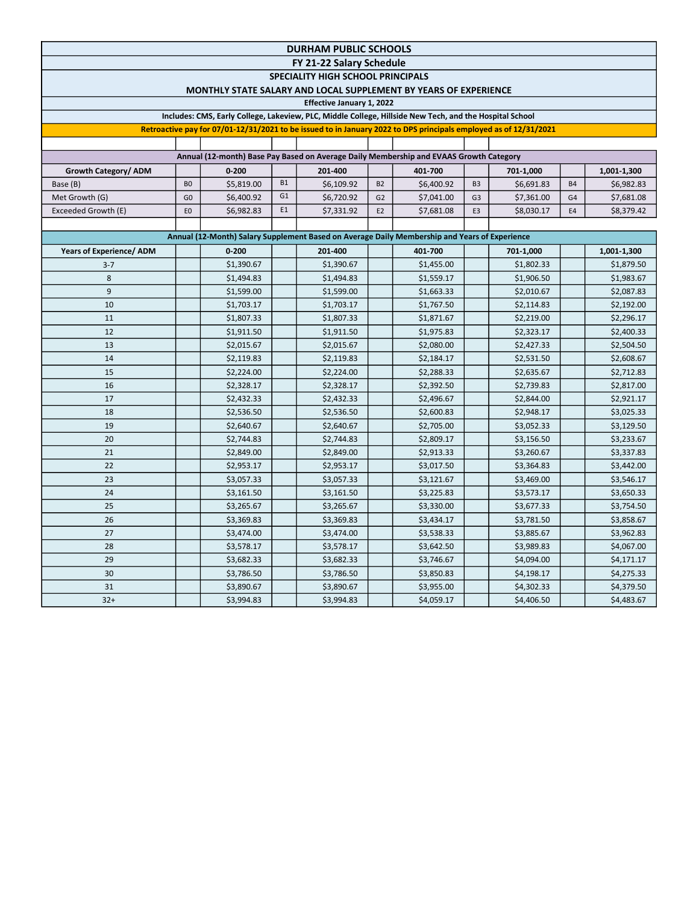# DURHAM PUBLIC SCHOOLS

## FY 21-22 Salary Schedule

### SPECIALITY HIGH SCHOOL PRINCIPALS

### MONTHLY STATE SALARY AND LOCAL SUPPLEMENT BY YEARS OF EXPERIENCE

**Effective January 1, 2022**

**Includes: CMS, Early College, Lakeview, PLC, Middle College, Hillside New Tech, and the Hospital School**

**Retroactive pay for 07/01-12/31/2021 to be issued to in January 2022 to DPS principals employed as of 12/31/2021**

**Annual (12-month) Base Pay Based on Average Daily Membership and EVAAS Growth Category**

| Growth Category/ ADM | | 0-200 | | 201-400 | | 401-700 | | 701-1,000 | | 1,001-1,300 |
|---|---|---|---|---|---|---|---|---|---|---|
| Base (B) | B0 | $5,819.00 | B1 | $6,109.92 | B2 | $6,400.92 | B3 | $6,691.83 | B4 | $6,982.83 |
| Met Growth (G) | G0 | $6,400.92 | G1 | $6,720.92 | G2 | $7,041.00 | G3 | $7,361.00 | G4 | $7,681.08 |
| Exceeded Growth (E) | E0 | $6,982.83 | E1 | $7,331.92 | E2 | $7,681.08 | E3 | $8,030.17 | E4 | $8,379.42 |

**Annual (12-Month) Salary Supplement Based on Average Daily Membership and Years of Experience**

| Years of Experience/ ADM | 0-200 | 201-400 | 401-700 | 701-1,000 | 1,001-1,300 |
|---|---|---|---|---|---|
| 3-7 | $1,390.67 | $1,390.67 | $1,455.00 | $1,802.33 | $1,879.50 |
| 8 | $1,494.83 | $1,494.83 | $1,559.17 | $1,906.50 | $1,983.67 |
| 9 | $1,599.00 | $1,599.00 | $1,663.33 | $2,010.67 | $2,087.83 |
| 10 | $1,703.17 | $1,703.17 | $1,767.50 | $2,114.83 | $2,192.00 |
| 11 | $1,807.33 | $1,807.33 | $1,871.67 | $2,219.00 | $2,296.17 |
| 12 | $1,911.50 | $1,911.50 | $1,975.83 | $2,323.17 | $2,400.33 |
| 13 | $2,015.67 | $2,015.67 | $2,080.00 | $2,427.33 | $2,504.50 |
| 14 | $2,119.83 | $2,119.83 | $2,184.17 | $2,531.50 | $2,608.67 |
| 15 | $2,224.00 | $2,224.00 | $2,288.33 | $2,635.67 | $2,712.83 |
| 16 | $2,328.17 | $2,328.17 | $2,392.50 | $2,739.83 | $2,817.00 |
| 17 | $2,432.33 | $2,432.33 | $2,496.67 | $2,844.00 | $2,921.17 |
| 18 | $2,536.50 | $2,536.50 | $2,600.83 | $2,948.17 | $3,025.33 |
| 19 | $2,640.67 | $2,640.67 | $2,705.00 | $3,052.33 | $3,129.50 |
| 20 | $2,744.83 | $2,744.83 | $2,809.17 | $3,156.50 | $3,233.67 |
| 21 | $2,849.00 | $2,849.00 | $2,913.33 | $3,260.67 | $3,337.83 |
| 22 | $2,953.17 | $2,953.17 | $3,017.50 | $3,364.83 | $3,442.00 |
| 23 | $3,057.33 | $3,057.33 | $3,121.67 | $3,469.00 | $3,546.17 |
| 24 | $3,161.50 | $3,161.50 | $3,225.83 | $3,573.17 | $3,650.33 |
| 25 | $3,265.67 | $3,265.67 | $3,330.00 | $3,677.33 | $3,754.50 |
| 26 | $3,369.83 | $3,369.83 | $3,434.17 | $3,781.50 | $3,858.67 |
| 27 | $3,474.00 | $3,474.00 | $3,538.33 | $3,885.67 | $3,962.83 |
| 28 | $3,578.17 | $3,578.17 | $3,642.50 | $3,989.83 | $4,067.00 |
| 29 | $3,682.33 | $3,682.33 | $3,746.67 | $4,094.00 | $4,171.17 |
| 30 | $3,786.50 | $3,786.50 | $3,850.83 | $4,198.17 | $4,275.33 |
| 31 | $3,890.67 | $3,890.67 | $3,955.00 | $4,302.33 | $4,379.50 |
| 32+ | $3,994.83 | $3,994.83 | $4,059.17 | $4,406.50 | $4,483.67 |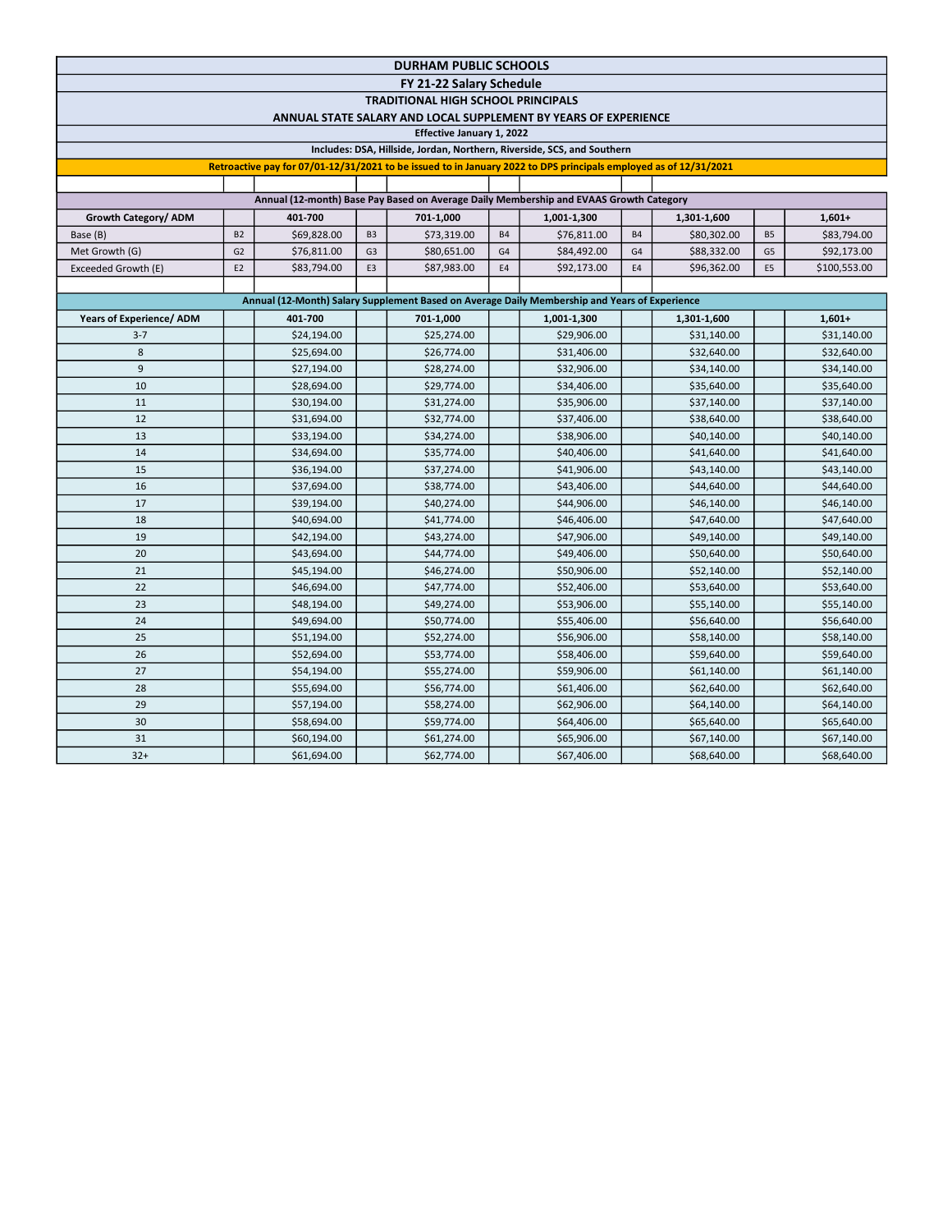# DURHAM PUBLIC SCHOOLS

## FY 21-22 Salary Schedule

### TRADITIONAL HIGH SCHOOL PRINCIPALS

### ANNUAL STATE SALARY AND LOCAL SUPPLEMENT BY YEARS OF EXPERIENCE

**Effective January 1, 2022**

**Includes: DSA, Hillside, Jordan, Northern, Riverside, SCS, and Southern**

**Retroactive pay for 07/01-12/31/2021 to be issued to in January 2022 to DPS principals employed as of 12/31/2021**

**Annual (12-month) Base Pay Based on Average Daily Membership and EVAAS Growth Category**

| Growth Category/ ADM | | 401-700 | | 701-1,000 | | 1,001-1,300 | | 1,301-1,600 | | 1,601+ |
|---|---|---|---|---|---|---|---|---|---|---|
| Base (B) | B2 | $69,828.00 | B3 | $73,319.00 | B4 | $76,811.00 | B4 | $80,302.00 | B5 | $83,794.00 |
| Met Growth (G) | G2 | $76,811.00 | G3 | $80,651.00 | G4 | $84,492.00 | G4 | $88,332.00 | G5 | $92,173.00 |
| Exceeded Growth (E) | E2 | $83,794.00 | E3 | $87,983.00 | E4 | $92,173.00 | E4 | $96,362.00 | E5 | $100,553.00 |

**Annual (12-Month) Salary Supplement Based on Average Daily Membership and Years of Experience**

| Years of Experience/ ADM | 401-700 | 701-1,000 | 1,001-1,300 | 1,301-1,600 | 1,601+ |
|---|---|---|---|---|---|
| 3-7 | $24,194.00 | $25,274.00 | $29,906.00 | $31,140.00 | $31,140.00 |
| 8 | $25,694.00 | $26,774.00 | $31,406.00 | $32,640.00 | $32,640.00 |
| 9 | $27,194.00 | $28,274.00 | $32,906.00 | $34,140.00 | $34,140.00 |
| 10 | $28,694.00 | $29,774.00 | $34,406.00 | $35,640.00 | $35,640.00 |
| 11 | $30,194.00 | $31,274.00 | $35,906.00 | $37,140.00 | $37,140.00 |
| 12 | $31,694.00 | $32,774.00 | $37,406.00 | $38,640.00 | $38,640.00 |
| 13 | $33,194.00 | $34,274.00 | $38,906.00 | $40,140.00 | $40,140.00 |
| 14 | $34,694.00 | $35,774.00 | $40,406.00 | $41,640.00 | $41,640.00 |
| 15 | $36,194.00 | $37,274.00 | $41,906.00 | $43,140.00 | $43,140.00 |
| 16 | $37,694.00 | $38,774.00 | $43,406.00 | $44,640.00 | $44,640.00 |
| 17 | $39,194.00 | $40,274.00 | $44,906.00 | $46,140.00 | $46,140.00 |
| 18 | $40,694.00 | $41,774.00 | $46,406.00 | $47,640.00 | $47,640.00 |
| 19 | $42,194.00 | $43,274.00 | $47,906.00 | $49,140.00 | $49,140.00 |
| 20 | $43,694.00 | $44,774.00 | $49,406.00 | $50,640.00 | $50,640.00 |
| 21 | $45,194.00 | $46,274.00 | $50,906.00 | $52,140.00 | $52,140.00 |
| 22 | $46,694.00 | $47,774.00 | $52,406.00 | $53,640.00 | $53,640.00 |
| 23 | $48,194.00 | $49,274.00 | $53,906.00 | $55,140.00 | $55,140.00 |
| 24 | $49,694.00 | $50,774.00 | $55,406.00 | $56,640.00 | $56,640.00 |
| 25 | $51,194.00 | $52,274.00 | $56,906.00 | $58,140.00 | $58,140.00 |
| 26 | $52,694.00 | $53,774.00 | $58,406.00 | $59,640.00 | $59,640.00 |
| 27 | $54,194.00 | $55,274.00 | $59,906.00 | $61,140.00 | $61,140.00 |
| 28 | $55,694.00 | $56,774.00 | $61,406.00 | $62,640.00 | $62,640.00 |
| 29 | $57,194.00 | $58,274.00 | $62,906.00 | $64,140.00 | $64,140.00 |
| 30 | $58,694.00 | $59,774.00 | $64,406.00 | $65,640.00 | $65,640.00 |
| 31 | $60,194.00 | $61,274.00 | $65,906.00 | $67,140.00 | $67,140.00 |
| 32+ | $61,694.00 | $62,774.00 | $67,406.00 | $68,640.00 | $68,640.00 |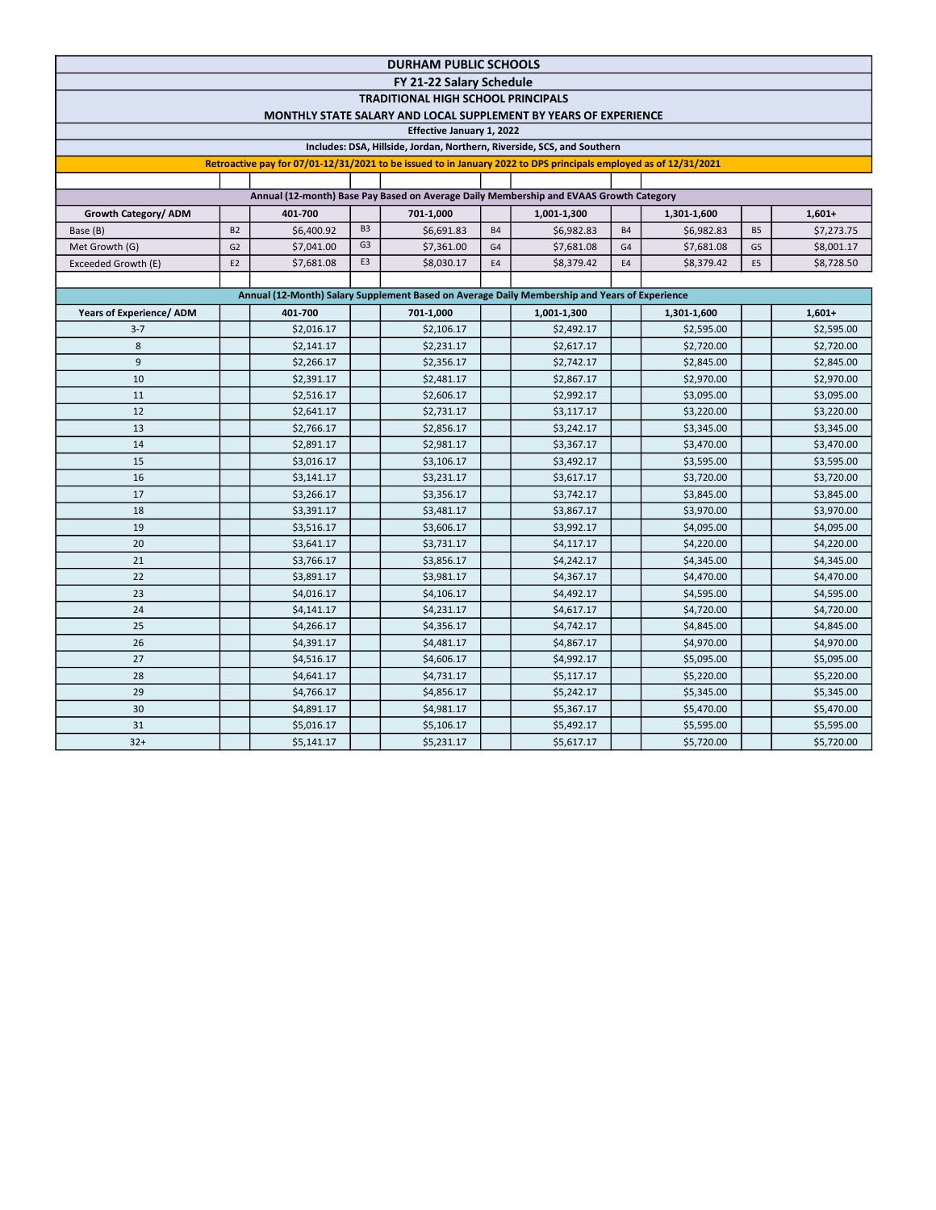# DURHAM PUBLIC SCHOOLS

## FY 21-22 Salary Schedule

### TRADITIONAL HIGH SCHOOL PRINCIPALS

### MONTHLY STATE SALARY AND LOCAL SUPPLEMENT BY YEARS OF EXPERIENCE

**Effective January 1, 2022**

**Includes: DSA, Hillside, Jordan, Northern, Riverside, SCS, and Southern**

**Retroactive pay for 07/01-12/31/2021 to be issued to in January 2022 to DPS principals employed as of 12/31/2021**

**Annual (12-month) Base Pay Based on Average Daily Membership and EVAAS Growth Category**

| Growth Category/ ADM | | 401-700 | | 701-1,000 | | 1,001-1,300 | | 1,301-1,600 | | 1,601+ |
|---|---|---|---|---|---|---|---|---|---|---|
| Base (B) | B2 | $6,400.92 | B3 | $6,691.83 | B4 | $6,982.83 | B4 | $6,982.83 | B5 | $7,273.75 |
| Met Growth (G) | G2 | $7,041.00 | G3 | $7,361.00 | G4 | $7,681.08 | G4 | $7,681.08 | G5 | $8,001.17 |
| Exceeded Growth (E) | E2 | $7,681.08 | E3 | $8,030.17 | E4 | $8,379.42 | E4 | $8,379.42 | E5 | $8,728.50 |

**Annual (12-Month) Salary Supplement Based on Average Daily Membership and Years of Experience**

| Years of Experience/ ADM | | 401-700 | | 701-1,000 | | 1,001-1,300 | | 1,301-1,600 | | 1,601+ |
|---|---|---|---|---|---|---|---|---|---|---|
| 3-7 | | $2,016.17 | | $2,106.17 | | $2,492.17 | | $2,595.00 | | $2,595.00 |
| 8 | | $2,141.17 | | $2,231.17 | | $2,617.17 | | $2,720.00 | | $2,720.00 |
| 9 | | $2,266.17 | | $2,356.17 | | $2,742.17 | | $2,845.00 | | $2,845.00 |
| 10 | | $2,391.17 | | $2,481.17 | | $2,867.17 | | $2,970.00 | | $2,970.00 |
| 11 | | $2,516.17 | | $2,606.17 | | $2,992.17 | | $3,095.00 | | $3,095.00 |
| 12 | | $2,641.17 | | $2,731.17 | | $3,117.17 | | $3,220.00 | | $3,220.00 |
| 13 | | $2,766.17 | | $2,856.17 | | $3,242.17 | | $3,345.00 | | $3,345.00 |
| 14 | | $2,891.17 | | $2,981.17 | | $3,367.17 | | $3,470.00 | | $3,470.00 |
| 15 | | $3,016.17 | | $3,106.17 | | $3,492.17 | | $3,595.00 | | $3,595.00 |
| 16 | | $3,141.17 | | $3,231.17 | | $3,617.17 | | $3,720.00 | | $3,720.00 |
| 17 | | $3,266.17 | | $3,356.17 | | $3,742.17 | | $3,845.00 | | $3,845.00 |
| 18 | | $3,391.17 | | $3,481.17 | | $3,867.17 | | $3,970.00 | | $3,970.00 |
| 19 | | $3,516.17 | | $3,606.17 | | $3,992.17 | | $4,095.00 | | $4,095.00 |
| 20 | | $3,641.17 | | $3,731.17 | | $4,117.17 | | $4,220.00 | | $4,220.00 |
| 21 | | $3,766.17 | | $3,856.17 | | $4,242.17 | | $4,345.00 | | $4,345.00 |
| 22 | | $3,891.17 | | $3,981.17 | | $4,367.17 | | $4,470.00 | | $4,470.00 |
| 23 | | $4,016.17 | | $4,106.17 | | $4,492.17 | | $4,595.00 | | $4,595.00 |
| 24 | | $4,141.17 | | $4,231.17 | | $4,617.17 | | $4,720.00 | | $4,720.00 |
| 25 | | $4,266.17 | | $4,356.17 | | $4,742.17 | | $4,845.00 | | $4,845.00 |
| 26 | | $4,391.17 | | $4,481.17 | | $4,867.17 | | $4,970.00 | | $4,970.00 |
| 27 | | $4,516.17 | | $4,606.17 | | $4,992.17 | | $5,095.00 | | $5,095.00 |
| 28 | | $4,641.17 | | $4,731.17 | | $5,117.17 | | $5,220.00 | | $5,220.00 |
| 29 | | $4,766.17 | | $4,856.17 | | $5,242.17 | | $5,345.00 | | $5,345.00 |
| 30 | | $4,891.17 | | $4,981.17 | | $5,367.17 | | $5,470.00 | | $5,470.00 |
| 31 | | $5,016.17 | | $5,106.17 | | $5,492.17 | | $5,595.00 | | $5,595.00 |
| 32+ | | $5,141.17 | | $5,231.17 | | $5,617.17 | | $5,720.00 | | $5,720.00 |